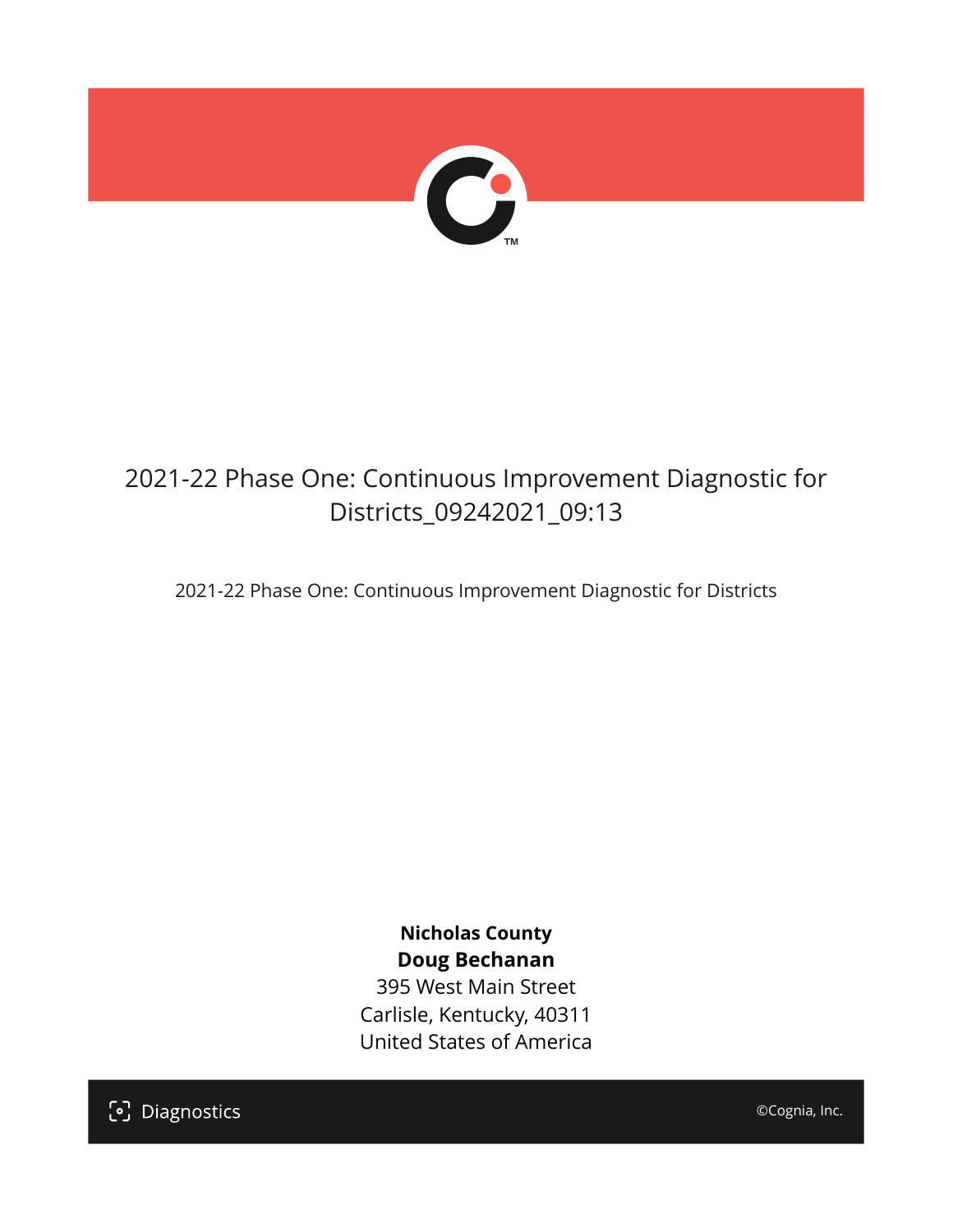# 2021-22 Phase One: Continuous Improvement Diagnostic for Districts_09242021_09:13

2021-22 Phase One: Continuous Improvement Diagnostic for Districts

**Nicholas County**
**Doug Bechanan**
395 West Main Street
Carlisle, Kentucky, 40311
United States of America

Diagnostics

©Cognia, Inc.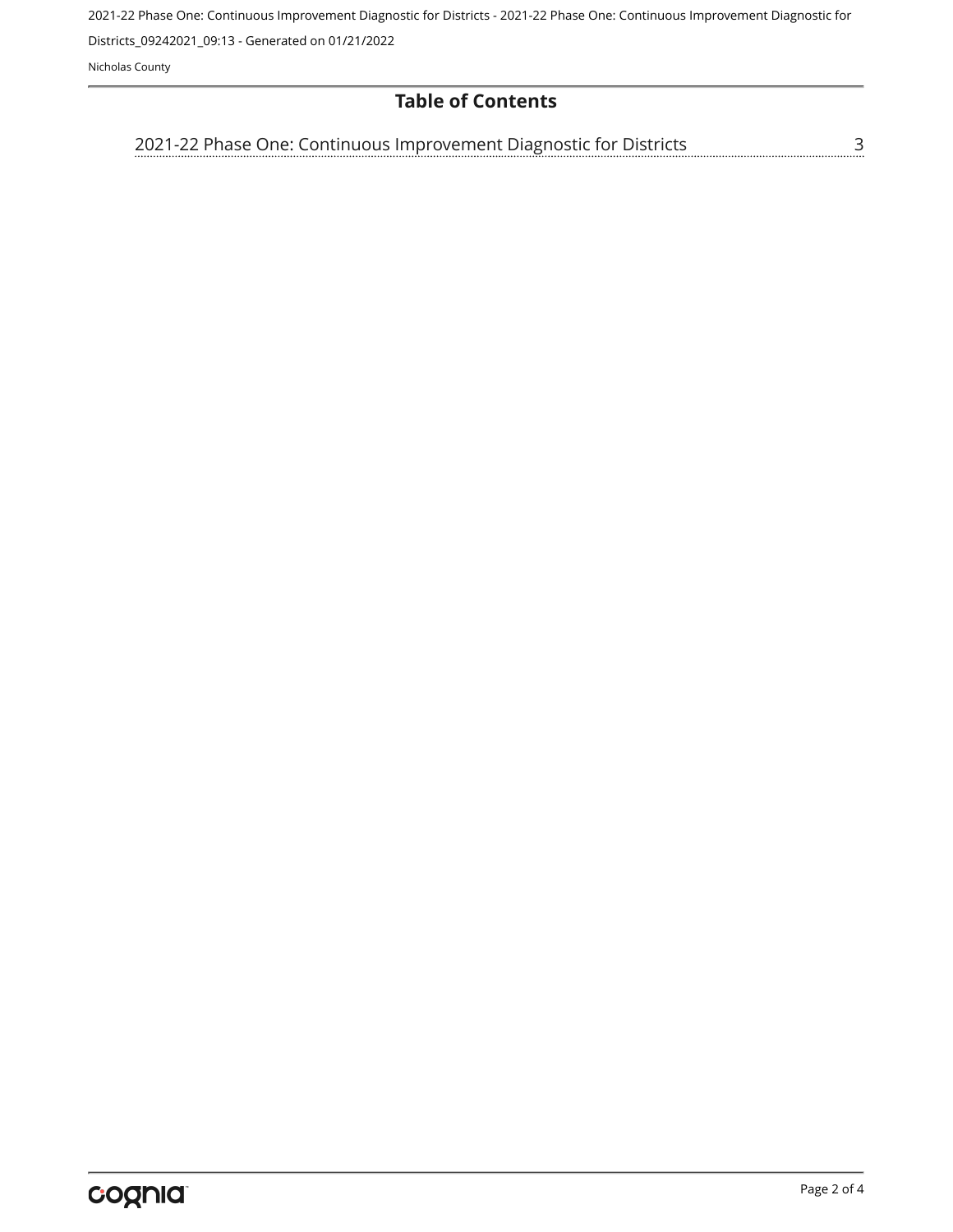## Table of Contents

2021-22 Phase One: Continuous Improvement Diagnostic for Districts ........ 3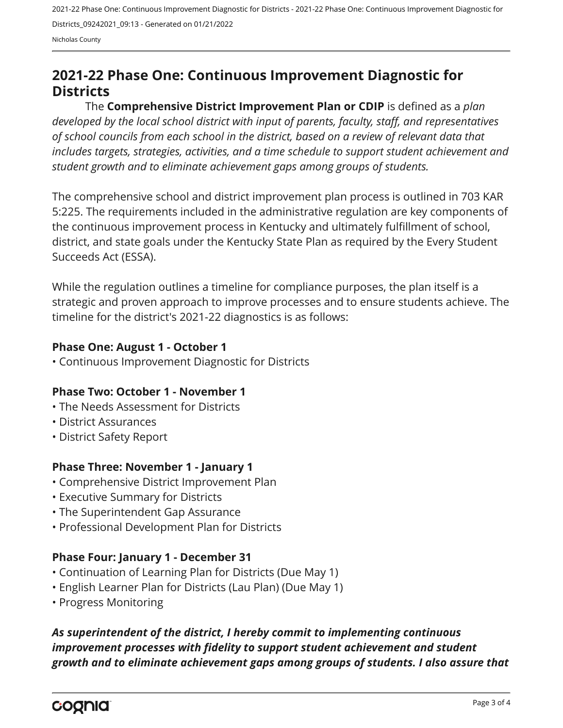# 2021-22 Phase One: Continuous Improvement Diagnostic for Districts

The **Comprehensive District Improvement Plan or CDIP** is defined as a *plan developed by the local school district with input of parents, faculty, staff, and representatives of school councils from each school in the district, based on a review of relevant data that includes targets, strategies, activities, and a time schedule to support student achievement and student growth and to eliminate achievement gaps among groups of students.*

The comprehensive school and district improvement plan process is outlined in 703 KAR 5:225. The requirements included in the administrative regulation are key components of the continuous improvement process in Kentucky and ultimately fulfillment of school, district, and state goals under the Kentucky State Plan as required by the Every Student Succeeds Act (ESSA).

While the regulation outlines a timeline for compliance purposes, the plan itself is a strategic and proven approach to improve processes and to ensure students achieve. The timeline for the district's 2021-22 diagnostics is as follows:

**Phase One: August 1 - October 1**

- Continuous Improvement Diagnostic for Districts

**Phase Two: October 1 - November 1**

- The Needs Assessment for Districts
- District Assurances
- District Safety Report

**Phase Three: November 1 - January 1**

- Comprehensive District Improvement Plan
- Executive Summary for Districts
- The Superintendent Gap Assurance
- Professional Development Plan for Districts

**Phase Four: January 1 - December 31**

- Continuation of Learning Plan for Districts (Due May 1)
- English Learner Plan for Districts (Lau Plan) (Due May 1)
- Progress Monitoring

***As superintendent of the district, I hereby commit to implementing continuous improvement processes with fidelity to support student achievement and student growth and to eliminate achievement gaps among groups of students. I also assure that***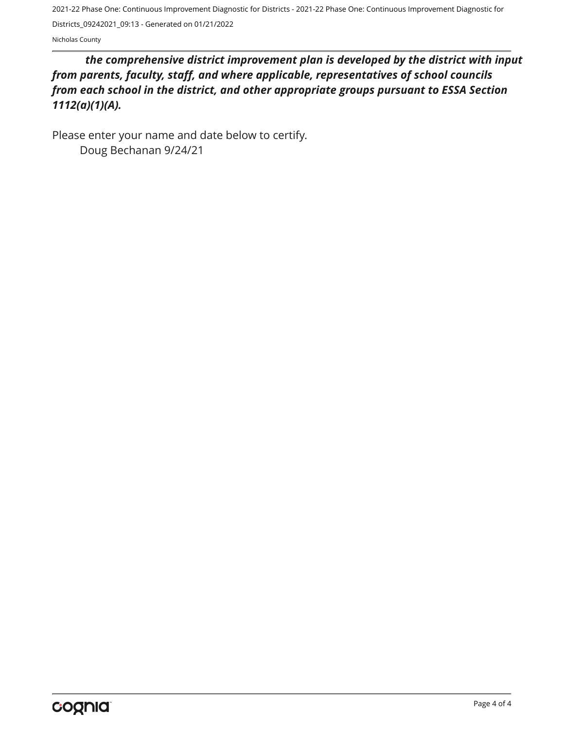***the comprehensive district improvement plan is developed by the district with input from parents, faculty, staff, and where applicable, representatives of school councils from each school in the district, and other appropriate groups pursuant to ESSA Section 1112(a)(1)(A).***

Please enter your name and date below to certify.

Doug Bechanan 9/24/21